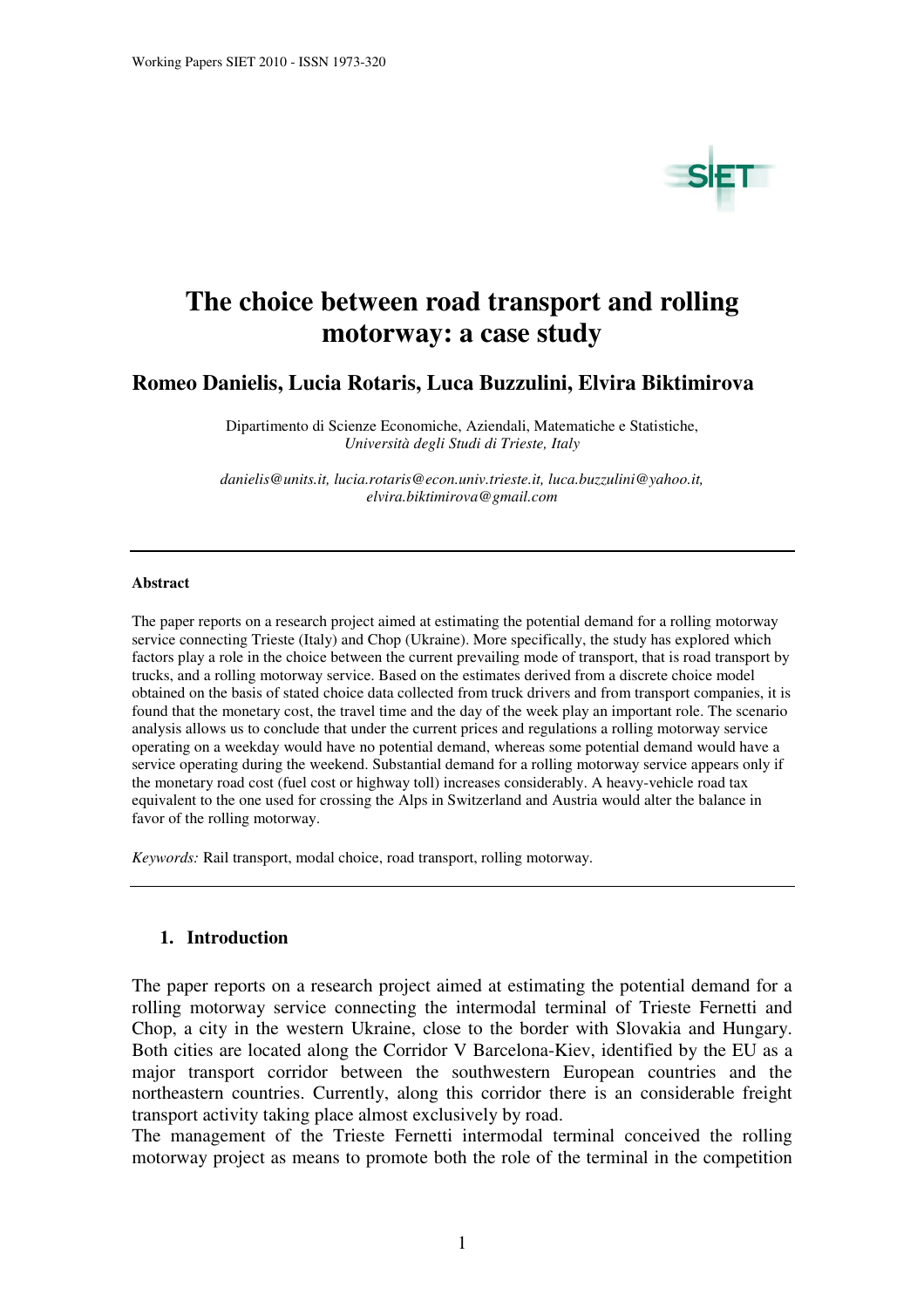# The choice between road transport and rolling motorway: a case study

**Romeo Danielis, Lucia Rotaris, Luca Buzzulini, Elvira Biktimirova**

Dipartimento di Scienze Economiche, Aziendali, Matematiche e Statistiche,
*Università degli Studi di Trieste, Italy*

*danielis@units.it, lucia.rotaris@econ.univ.trieste.it, luca.buzzulini@yahoo.it, elvira.biktimirova@gmail.com*

---

#### Abstract

The paper reports on a research project aimed at estimating the potential demand for a rolling motorway service connecting Trieste (Italy) and Chop (Ukraine). More specifically, the study has explored which factors play a role in the choice between the current prevailing mode of transport, that is road transport by trucks, and a rolling motorway service. Based on the estimates derived from a discrete choice model obtained on the basis of stated choice data collected from truck drivers and from transport companies, it is found that the monetary cost, the travel time and the day of the week play an important role. The scenario analysis allows us to conclude that under the current prices and regulations a rolling motorway service operating on a weekday would have no potential demand, whereas some potential demand would have a service operating during the weekend. Substantial demand for a rolling motorway service appears only if the monetary road cost (fuel cost or highway toll) increases considerably. A heavy-vehicle road tax equivalent to the one used for crossing the Alps in Switzerland and Austria would alter the balance in favor of the rolling motorway.

*Keywords:* Rail transport, modal choice, road transport, rolling motorway.

---

## 1. Introduction

The paper reports on a research project aimed at estimating the potential demand for a rolling motorway service connecting the intermodal terminal of Trieste Fernetti and Chop, a city in the western Ukraine, close to the border with Slovakia and Hungary. Both cities are located along the Corridor V Barcelona-Kiev, identified by the EU as a major transport corridor between the southwestern European countries and the northeastern countries. Currently, along this corridor there is an considerable freight transport activity taking place almost exclusively by road.

The management of the Trieste Fernetti intermodal terminal conceived the rolling motorway project as means to promote both the role of the terminal in the competition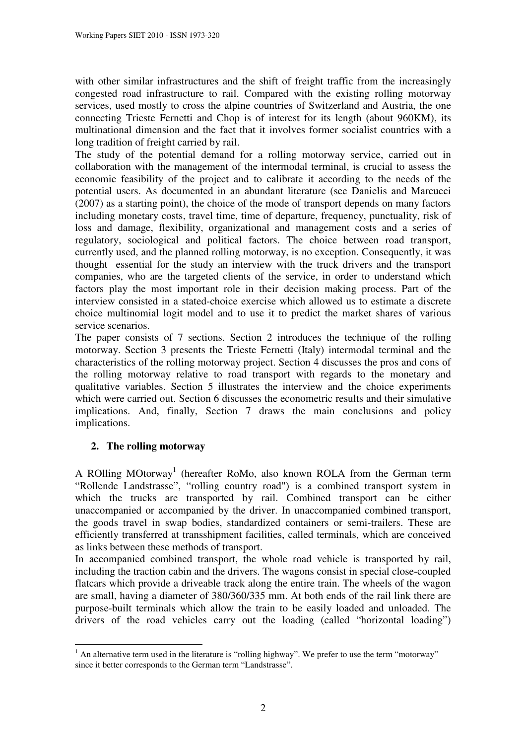with other similar infrastructures and the shift of freight traffic from the increasingly congested road infrastructure to rail. Compared with the existing rolling motorway services, used mostly to cross the alpine countries of Switzerland and Austria, the one connecting Trieste Fernetti and Chop is of interest for its length (about 960KM), its multinational dimension and the fact that it involves former socialist countries with a long tradition of freight carried by rail.

The study of the potential demand for a rolling motorway service, carried out in collaboration with the management of the intermodal terminal, is crucial to assess the economic feasibility of the project and to calibrate it according to the needs of the potential users. As documented in an abundant literature (see Danielis and Marcucci (2007) as a starting point), the choice of the mode of transport depends on many factors including monetary costs, travel time, time of departure, frequency, punctuality, risk of loss and damage, flexibility, organizational and management costs and a series of regulatory, sociological and political factors. The choice between road transport, currently used, and the planned rolling motorway, is no exception. Consequently, it was thought essential for the study an interview with the truck drivers and the transport companies, who are the targeted clients of the service, in order to understand which factors play the most important role in their decision making process. Part of the interview consisted in a stated-choice exercise which allowed us to estimate a discrete choice multinomial logit model and to use it to predict the market shares of various service scenarios.

The paper consists of 7 sections. Section 2 introduces the technique of the rolling motorway. Section 3 presents the Trieste Fernetti (Italy) intermodal terminal and the characteristics of the rolling motorway project. Section 4 discusses the pros and cons of the rolling motorway relative to road transport with regards to the monetary and qualitative variables. Section 5 illustrates the interview and the choice experiments which were carried out. Section 6 discusses the econometric results and their simulative implications. And, finally, Section 7 draws the main conclusions and policy implications.

## 2. The rolling motorway

A ROlling MOtorway[1] (hereafter RoMo, also known ROLA from the German term "Rollende Landstrasse", "rolling country road") is a combined transport system in which the trucks are transported by rail. Combined transport can be either unaccompanied or accompanied by the driver. In unaccompanied combined transport, the goods travel in swap bodies, standardized containers or semi-trailers. These are efficiently transferred at transshipment facilities, called terminals, which are conceived as links between these methods of transport.

In accompanied combined transport, the whole road vehicle is transported by rail, including the traction cabin and the drivers. The wagons consist in special close-coupled flatcars which provide a driveable track along the entire train. The wheels of the wagon are small, having a diameter of 380/360/335 mm. At both ends of the rail link there are purpose-built terminals which allow the train to be easily loaded and unloaded. The drivers of the road vehicles carry out the loading (called "horizontal loading")

[1] An alternative term used in the literature is "rolling highway". We prefer to use the term "motorway" since it better corresponds to the German term "Landstrasse".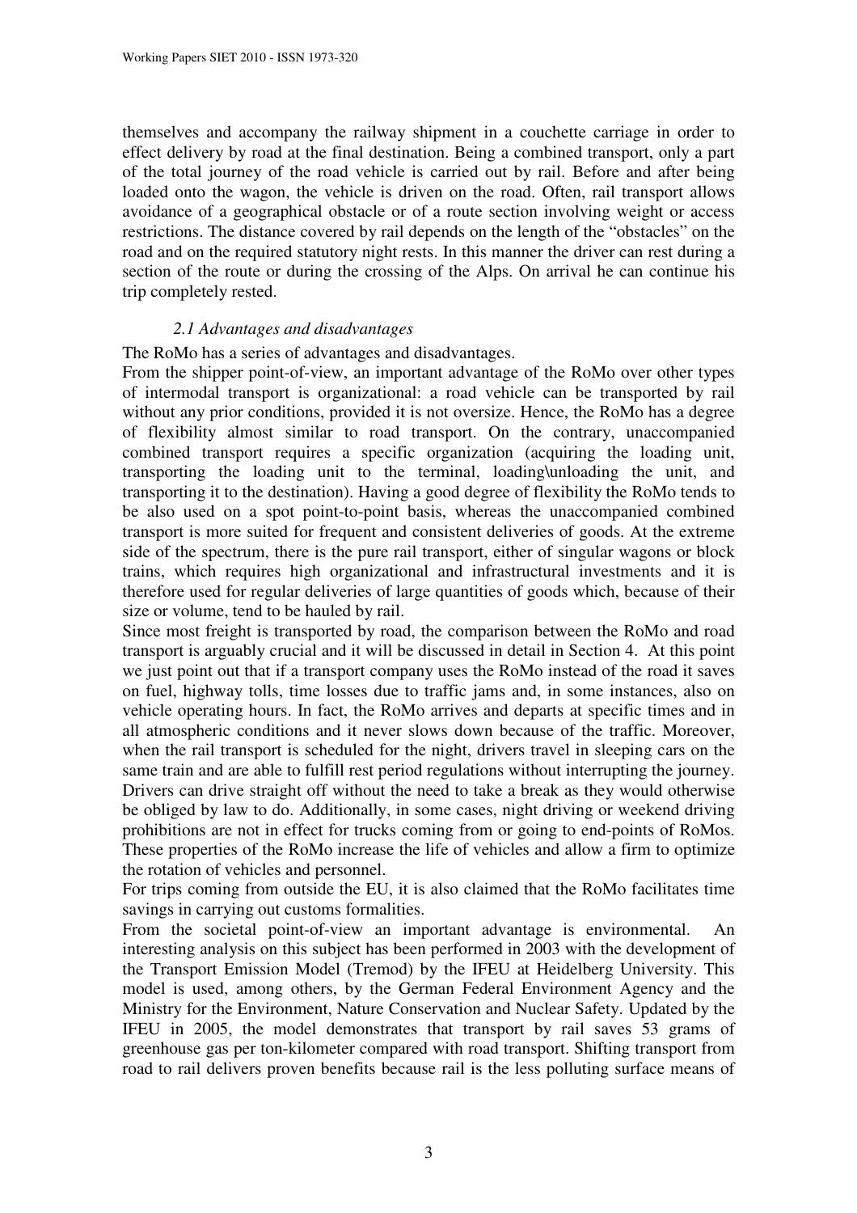themselves and accompany the railway shipment in a couchette carriage in order to effect delivery by road at the final destination. Being a combined transport, only a part of the total journey of the road vehicle is carried out by rail. Before and after being loaded onto the wagon, the vehicle is driven on the road. Often, rail transport allows avoidance of a geographical obstacle or of a route section involving weight or access restrictions. The distance covered by rail depends on the length of the "obstacles" on the road and on the required statutory night rests. In this manner the driver can rest during a section of the route or during the crossing of the Alps. On arrival he can continue his trip completely rested.

### *2.1 Advantages and disadvantages*

The RoMo has a series of advantages and disadvantages.

From the shipper point-of-view, an important advantage of the RoMo over other types of intermodal transport is organizational: a road vehicle can be transported by rail without any prior conditions, provided it is not oversize. Hence, the RoMo has a degree of flexibility almost similar to road transport. On the contrary, unaccompanied combined transport requires a specific organization (acquiring the loading unit, transporting the loading unit to the terminal, loading\unloading the unit, and transporting it to the destination). Having a good degree of flexibility the RoMo tends to be also used on a spot point-to-point basis, whereas the unaccompanied combined transport is more suited for frequent and consistent deliveries of goods. At the extreme side of the spectrum, there is the pure rail transport, either of singular wagons or block trains, which requires high organizational and infrastructural investments and it is therefore used for regular deliveries of large quantities of goods which, because of their size or volume, tend to be hauled by rail.

Since most freight is transported by road, the comparison between the RoMo and road transport is arguably crucial and it will be discussed in detail in Section 4. At this point we just point out that if a transport company uses the RoMo instead of the road it saves on fuel, highway tolls, time losses due to traffic jams and, in some instances, also on vehicle operating hours. In fact, the RoMo arrives and departs at specific times and in all atmospheric conditions and it never slows down because of the traffic. Moreover, when the rail transport is scheduled for the night, drivers travel in sleeping cars on the same train and are able to fulfill rest period regulations without interrupting the journey. Drivers can drive straight off without the need to take a break as they would otherwise be obliged by law to do. Additionally, in some cases, night driving or weekend driving prohibitions are not in effect for trucks coming from or going to end-points of RoMos. These properties of the RoMo increase the life of vehicles and allow a firm to optimize the rotation of vehicles and personnel.

For trips coming from outside the EU, it is also claimed that the RoMo facilitates time savings in carrying out customs formalities.

From the societal point-of-view an important advantage is environmental. An interesting analysis on this subject has been performed in 2003 with the development of the Transport Emission Model (Tremod) by the IFEU at Heidelberg University. This model is used, among others, by the German Federal Environment Agency and the Ministry for the Environment, Nature Conservation and Nuclear Safety. Updated by the IFEU in 2005, the model demonstrates that transport by rail saves 53 grams of greenhouse gas per ton-kilometer compared with road transport. Shifting transport from road to rail delivers proven benefits because rail is the less polluting surface means of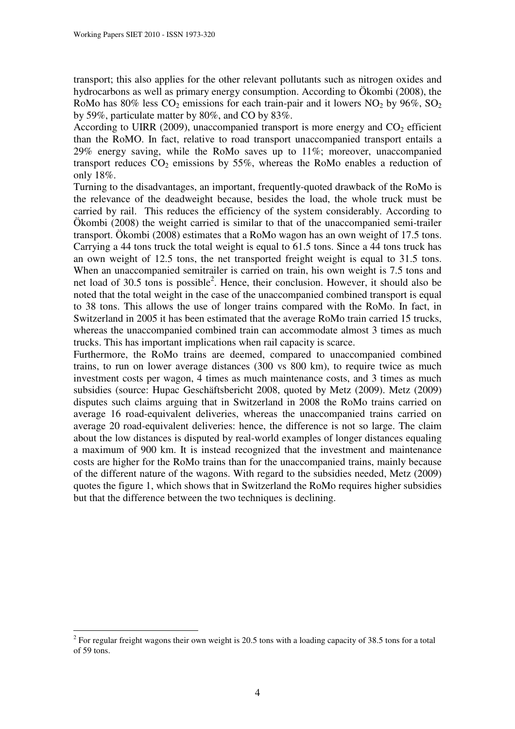transport; this also applies for the other relevant pollutants such as nitrogen oxides and hydrocarbons as well as primary energy consumption. According to Ökombi (2008), the RoMo has 80% less $CO_2$ emissions for each train-pair and it lowers $NO_2$ by 96%, $SO_2$ by 59%, particulate matter by 80%, and CO by 83%.

According to UIRR (2009), unaccompanied transport is more energy and $CO_2$ efficient than the RoMO. In fact, relative to road transport unaccompanied transport entails a 29% energy saving, while the RoMo saves up to 11%; moreover, unaccompanied transport reduces $CO_2$ emissions by 55%, whereas the RoMo enables a reduction of only 18%.

Turning to the disadvantages, an important, frequently-quoted drawback of the RoMo is the relevance of the deadweight because, besides the load, the whole truck must be carried by rail. This reduces the efficiency of the system considerably. According to Ökombi (2008) the weight carried is similar to that of the unaccompanied semi-trailer transport. Ökombi (2008) estimates that a RoMo wagon has an own weight of 17.5 tons. Carrying a 44 tons truck the total weight is equal to 61.5 tons. Since a 44 tons truck has an own weight of 12.5 tons, the net transported freight weight is equal to 31.5 tons. When an unaccompanied semitrailer is carried on train, his own weight is 7.5 tons and net load of 30.5 tons is possible[2]. Hence, their conclusion. However, it should also be noted that the total weight in the case of the unaccompanied combined transport is equal to 38 tons. This allows the use of longer trains compared with the RoMo. In fact, in Switzerland in 2005 it has been estimated that the average RoMo train carried 15 trucks, whereas the unaccompanied combined train can accommodate almost 3 times as much trucks. This has important implications when rail capacity is scarce.

Furthermore, the RoMo trains are deemed, compared to unaccompanied combined trains, to run on lower average distances (300 vs 800 km), to require twice as much investment costs per wagon, 4 times as much maintenance costs, and 3 times as much subsidies (source: Hupac Geschäftsbericht 2008, quoted by Metz (2009). Metz (2009) disputes such claims arguing that in Switzerland in 2008 the RoMo trains carried on average 16 road-equivalent deliveries, whereas the unaccompanied trains carried on average 20 road-equivalent deliveries: hence, the difference is not so large. The claim about the low distances is disputed by real-world examples of longer distances equaling a maximum of 900 km. It is instead recognized that the investment and maintenance costs are higher for the RoMo trains than for the unaccompanied trains, mainly because of the different nature of the wagons. With regard to the subsidies needed, Metz (2009) quotes the figure 1, which shows that in Switzerland the RoMo requires higher subsidies but that the difference between the two techniques is declining.

---

[2] For regular freight wagons their own weight is 20.5 tons with a loading capacity of 38.5 tons for a total of 59 tons.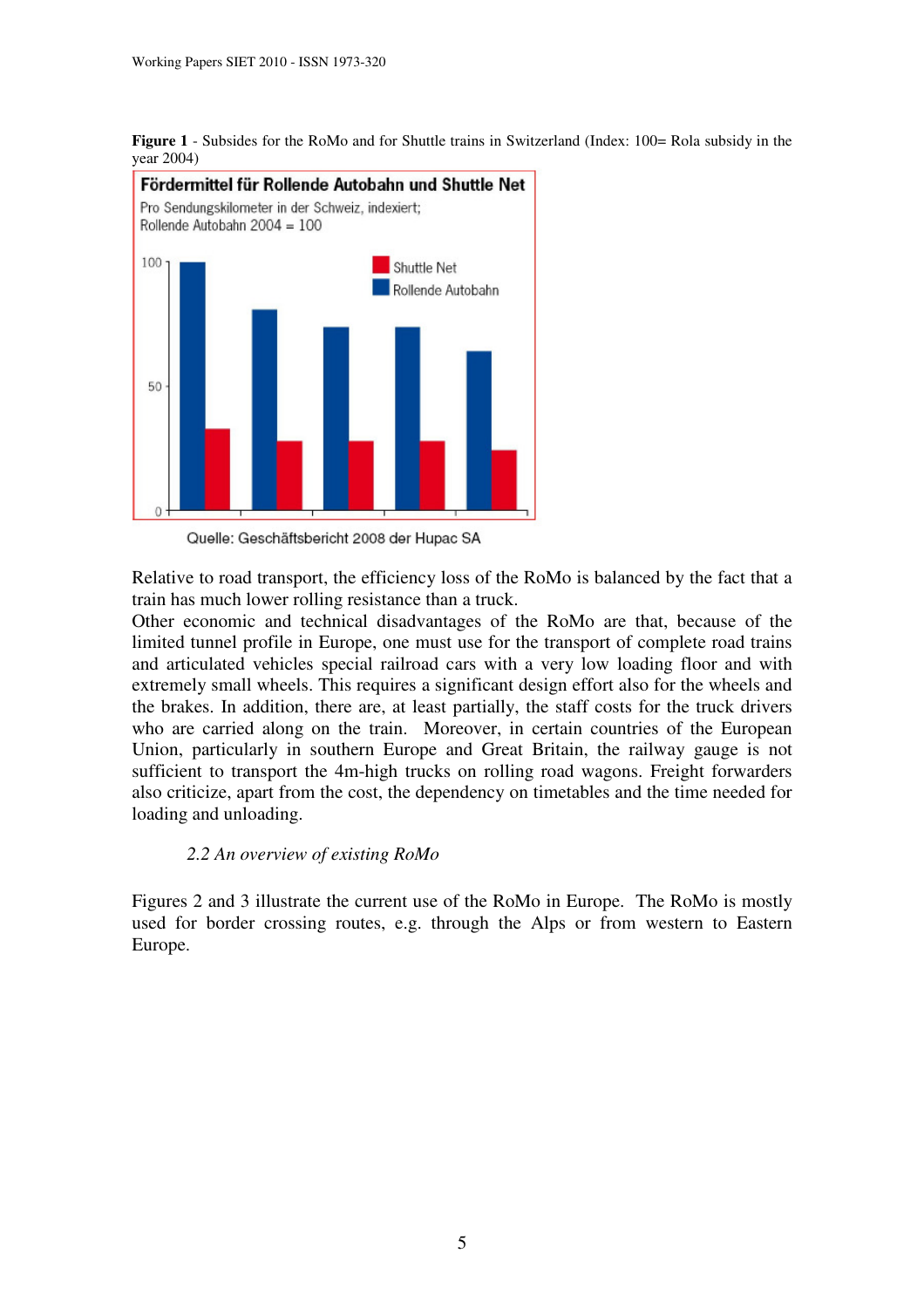**Figure 1** - Subsides for the RoMo and for Shuttle trains in Switzerland (Index: 100= Rola subsidy in the year 2004)

Relative to road transport, the efficiency loss of the RoMo is balanced by the fact that a train has much lower rolling resistance than a truck.

Other economic and technical disadvantages of the RoMo are that, because of the limited tunnel profile in Europe, one must use for the transport of complete road trains and articulated vehicles special railroad cars with a very low loading floor and with extremely small wheels. This requires a significant design effort also for the wheels and the brakes. In addition, there are, at least partially, the staff costs for the truck drivers who are carried along on the train. Moreover, in certain countries of the European Union, particularly in southern Europe and Great Britain, the railway gauge is not sufficient to transport the 4m-high trucks on rolling road wagons. Freight forwarders also criticize, apart from the cost, the dependency on timetables and the time needed for loading and unloading.

### *2.2 An overview of existing RoMo*

Figures 2 and 3 illustrate the current use of the RoMo in Europe. The RoMo is mostly used for border crossing routes, e.g. through the Alps or from western to Eastern Europe.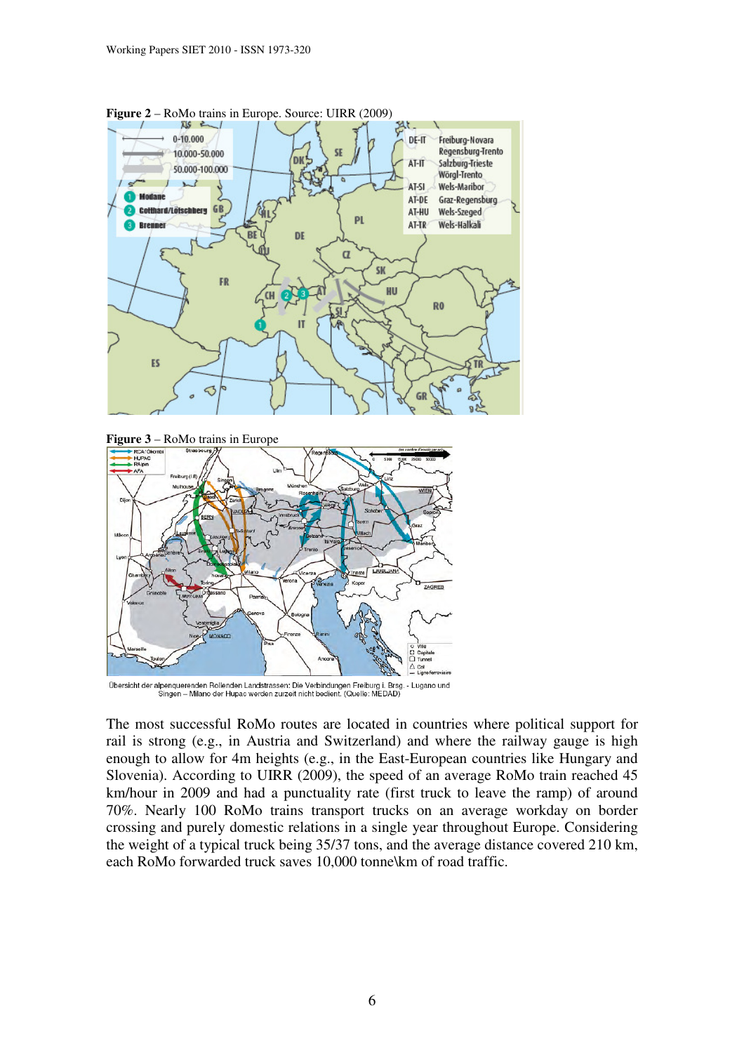**Figure 2** – RoMo trains in Europe. Source: UIRR (2009)

**Figure 3** – RoMo trains in Europe

Übersicht der alpenquerenden Rollenden Landstrassen: Die Verbindungen Freiburg i. Brsg. - Lugano und Singen – Milano der Hupac werden zurzeit nicht bedient. (Quelle: MEDAD)

The most successful RoMo routes are located in countries where political support for rail is strong (e.g., in Austria and Switzerland) and where the railway gauge is high enough to allow for 4m heights (e.g., in the East-European countries like Hungary and Slovenia). According to UIRR (2009), the speed of an average RoMo train reached 45 km/hour in 2009 and had a punctuality rate (first truck to leave the ramp) of around 70%. Nearly 100 RoMo trains transport trucks on an average workday on border crossing and purely domestic relations in a single year throughout Europe. Considering the weight of a typical truck being 35/37 tons, and the average distance covered 210 km, each RoMo forwarded truck saves 10,000 tonne\km of road traffic.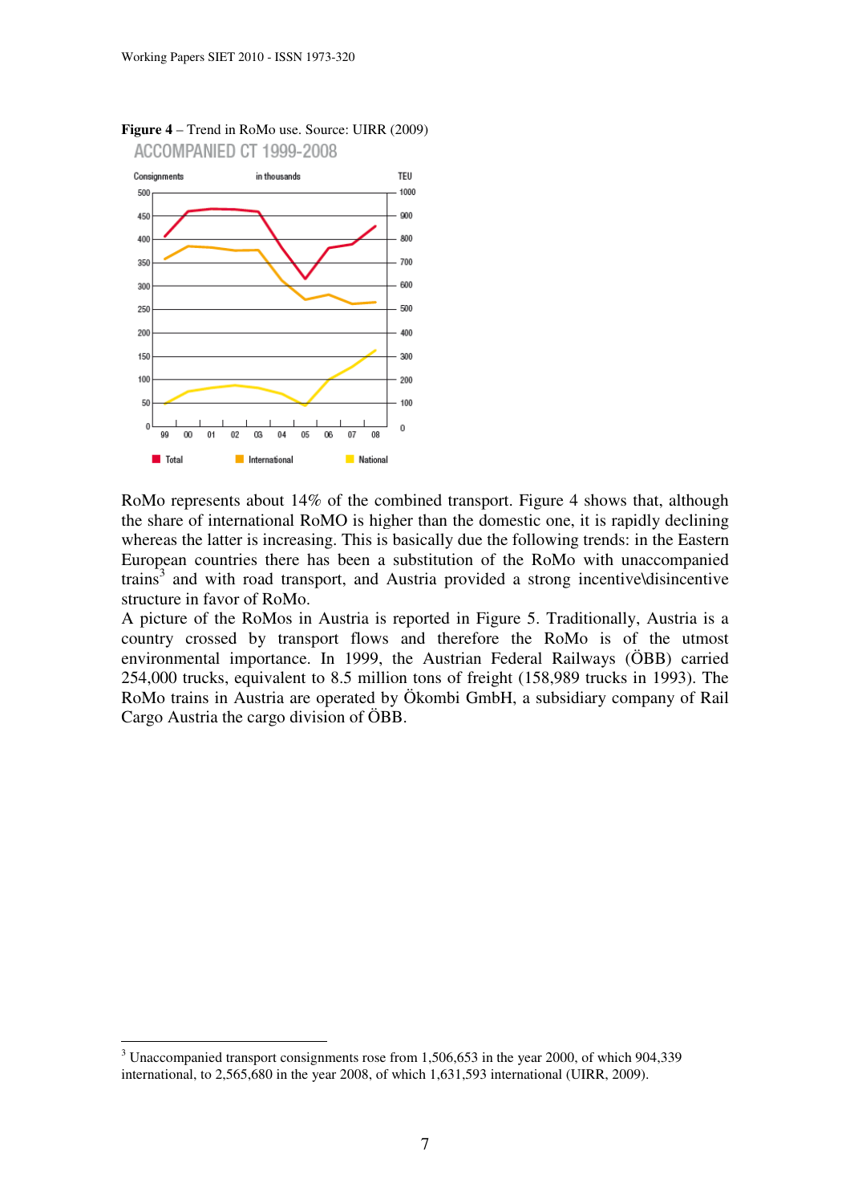**Figure 4** – Trend in RoMo use. Source: UIRR (2009)

RoMo represents about 14% of the combined transport. Figure 4 shows that, although the share of international RoMO is higher than the domestic one, it is rapidly declining whereas the latter is increasing. This is basically due the following trends: in the Eastern European countries there has been a substitution of the RoMo with unaccompanied trains[3] and with road transport, and Austria provided a strong incentive\disincentive structure in favor of RoMo.

A picture of the RoMos in Austria is reported in Figure 5. Traditionally, Austria is a country crossed by transport flows and therefore the RoMo is of the utmost environmental importance. In 1999, the Austrian Federal Railways (ÖBB) carried 254,000 trucks, equivalent to 8.5 million tons of freight (158,989 trucks in 1993). The RoMo trains in Austria are operated by Ökombi GmbH, a subsidiary company of Rail Cargo Austria the cargo division of ÖBB.

---

[3] Unaccompanied transport consignments rose from 1,506,653 in the year 2000, of which 904,339 international, to 2,565,680 in the year 2008, of which 1,631,593 international (UIRR, 2009).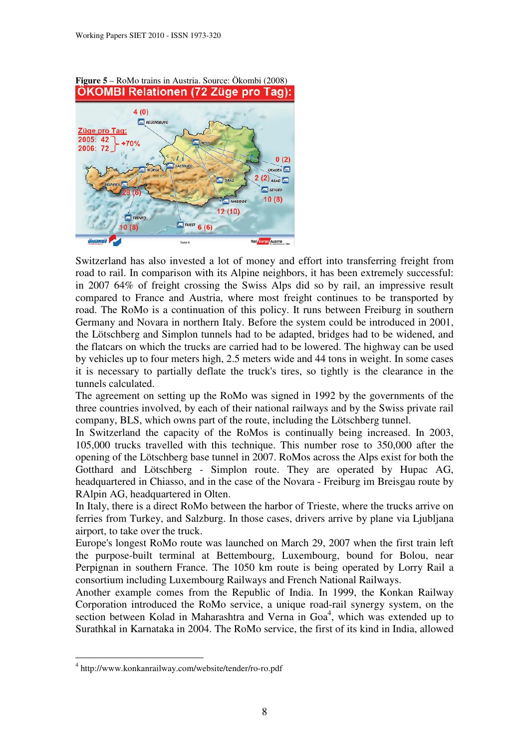**Figure 5** – RoMo trains in Austria. Source: Ökombi (2008)

Switzerland has also invested a lot of money and effort into transferring freight from road to rail. In comparison with its Alpine neighbors, it has been extremely successful: in 2007 64% of freight crossing the Swiss Alps did so by rail, an impressive result compared to France and Austria, where most freight continues to be transported by road. The RoMo is a continuation of this policy. It runs between Freiburg in southern Germany and Novara in northern Italy. Before the system could be introduced in 2001, the Lötschberg and Simplon tunnels had to be adapted, bridges had to be widened, and the flatcars on which the trucks are carried had to be lowered. The highway can be used by vehicles up to four meters high, 2.5 meters wide and 44 tons in weight. In some cases it is necessary to partially deflate the truck's tires, so tightly is the clearance in the tunnels calculated.

The agreement on setting up the RoMo was signed in 1992 by the governments of the three countries involved, by each of their national railways and by the Swiss private rail company, BLS, which owns part of the route, including the Lötschberg tunnel.

In Switzerland the capacity of the RoMos is continually being increased. In 2003, 105,000 trucks travelled with this technique. This number rose to 350,000 after the opening of the Lötschberg base tunnel in 2007. RoMos across the Alps exist for both the Gotthard and Lötschberg - Simplon route. They are operated by Hupac AG, headquartered in Chiasso, and in the case of the Novara - Freiburg im Breisgau route by RAlpin AG, headquartered in Olten.

In Italy, there is a direct RoMo between the harbor of Trieste, where the trucks arrive on ferries from Turkey, and Salzburg. In those cases, drivers arrive by plane via Ljubljana airport, to take over the truck.

Europe's longest RoMo route was launched on March 29, 2007 when the first train left the purpose-built terminal at Bettembourg, Luxembourg, bound for Bolou, near Perpignan in southern France. The 1050 km route is being operated by Lorry Rail a consortium including Luxembourg Railways and French National Railways.

Another example comes from the Republic of India. In 1999, the Konkan Railway Corporation introduced the RoMo service, a unique road-rail synergy system, on the section between Kolad in Maharashtra and Verna in Goa[4], which was extended up to Surathkal in Karnataka in 2004. The RoMo service, the first of its kind in India, allowed

[4] http://www.konkanrailway.com/website/tender/ro-ro.pdf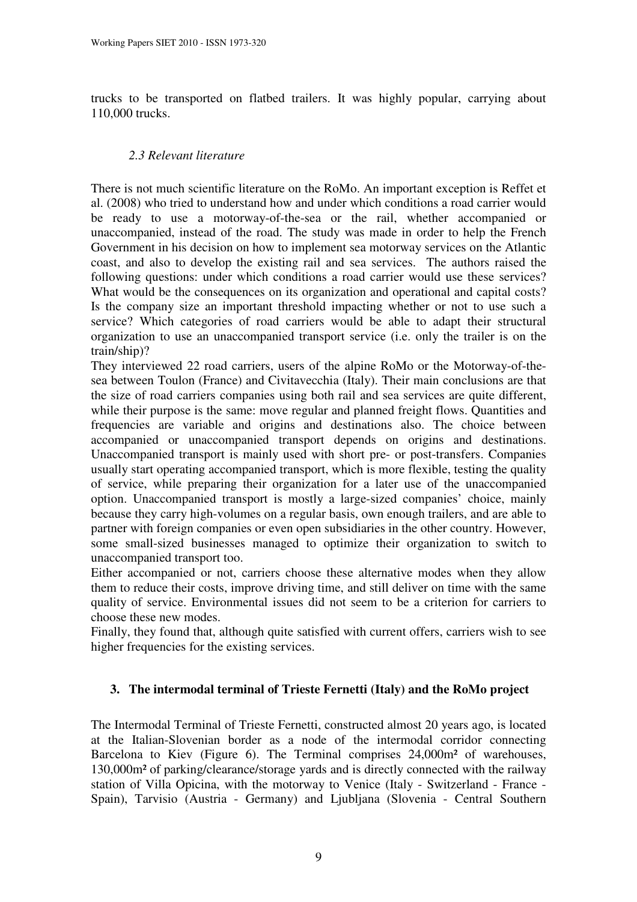trucks to be transported on flatbed trailers. It was highly popular, carrying about 110,000 trucks.

### *2.3 Relevant literature*

There is not much scientific literature on the RoMo. An important exception is Reffet et al. (2008) who tried to understand how and under which conditions a road carrier would be ready to use a motorway-of-the-sea or the rail, whether accompanied or unaccompanied, instead of the road. The study was made in order to help the French Government in his decision on how to implement sea motorway services on the Atlantic coast, and also to develop the existing rail and sea services. The authors raised the following questions: under which conditions a road carrier would use these services? What would be the consequences on its organization and operational and capital costs? Is the company size an important threshold impacting whether or not to use such a service? Which categories of road carriers would be able to adapt their structural organization to use an unaccompanied transport service (i.e. only the trailer is on the train/ship)?

They interviewed 22 road carriers, users of the alpine RoMo or the Motorway-of-the-sea between Toulon (France) and Civitavecchia (Italy). Their main conclusions are that the size of road carriers companies using both rail and sea services are quite different, while their purpose is the same: move regular and planned freight flows. Quantities and frequencies are variable and origins and destinations also. The choice between accompanied or unaccompanied transport depends on origins and destinations. Unaccompanied transport is mainly used with short pre- or post-transfers. Companies usually start operating accompanied transport, which is more flexible, testing the quality of service, while preparing their organization for a later use of the unaccompanied option. Unaccompanied transport is mostly a large-sized companies' choice, mainly because they carry high-volumes on a regular basis, own enough trailers, and are able to partner with foreign companies or even open subsidiaries in the other country. However, some small-sized businesses managed to optimize their organization to switch to unaccompanied transport too.

Either accompanied or not, carriers choose these alternative modes when they allow them to reduce their costs, improve driving time, and still deliver on time with the same quality of service. Environmental issues did not seem to be a criterion for carriers to choose these new modes.

Finally, they found that, although quite satisfied with current offers, carriers wish to see higher frequencies for the existing services.

## 3. The intermodal terminal of Trieste Fernetti (Italy) and the RoMo project

The Intermodal Terminal of Trieste Fernetti, constructed almost 20 years ago, is located at the Italian-Slovenian border as a node of the intermodal corridor connecting Barcelona to Kiev (Figure 6). The Terminal comprises 24,000m² of warehouses, 130,000m² of parking/clearance/storage yards and is directly connected with the railway station of Villa Opicina, with the motorway to Venice (Italy - Switzerland - France - Spain), Tarvisio (Austria - Germany) and Ljubljana (Slovenia - Central Southern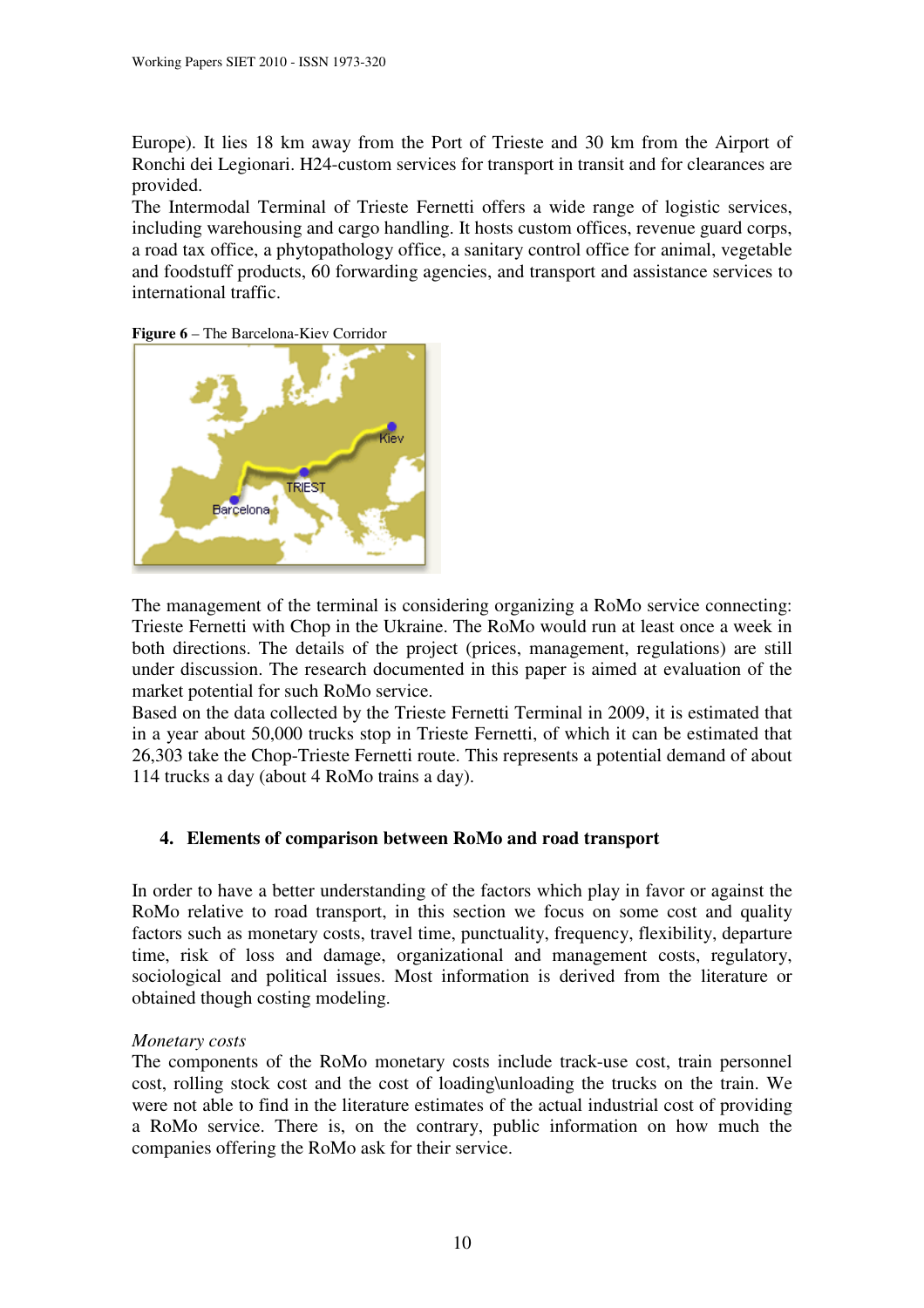Europe). It lies 18 km away from the Port of Trieste and 30 km from the Airport of Ronchi dei Legionari. H24-custom services for transport in transit and for clearances are provided.

The Intermodal Terminal of Trieste Fernetti offers a wide range of logistic services, including warehousing and cargo handling. It hosts custom offices, revenue guard corps, a road tax office, a phytopathology office, a sanitary control office for animal, vegetable and foodstuff products, 60 forwarding agencies, and transport and assistance services to international traffic.

**Figure 6** – The Barcelona-Kiev Corridor

The management of the terminal is considering organizing a RoMo service connecting: Trieste Fernetti with Chop in the Ukraine. The RoMo would run at least once a week in both directions. The details of the project (prices, management, regulations) are still under discussion. The research documented in this paper is aimed at evaluation of the market potential for such RoMo service.

Based on the data collected by the Trieste Fernetti Terminal in 2009, it is estimated that in a year about 50,000 trucks stop in Trieste Fernetti, of which it can be estimated that 26,303 take the Chop-Trieste Fernetti route. This represents a potential demand of about 114 trucks a day (about 4 RoMo trains a day).

## 4. Elements of comparison between RoMo and road transport

In order to have a better understanding of the factors which play in favor or against the RoMo relative to road transport, in this section we focus on some cost and quality factors such as monetary costs, travel time, punctuality, frequency, flexibility, departure time, risk of loss and damage, organizational and management costs, regulatory, sociological and political issues. Most information is derived from the literature or obtained though costing modeling.

*Monetary costs*

The components of the RoMo monetary costs include track-use cost, train personnel cost, rolling stock cost and the cost of loading\unloading the trucks on the train. We were not able to find in the literature estimates of the actual industrial cost of providing a RoMo service. There is, on the contrary, public information on how much the companies offering the RoMo ask for their service.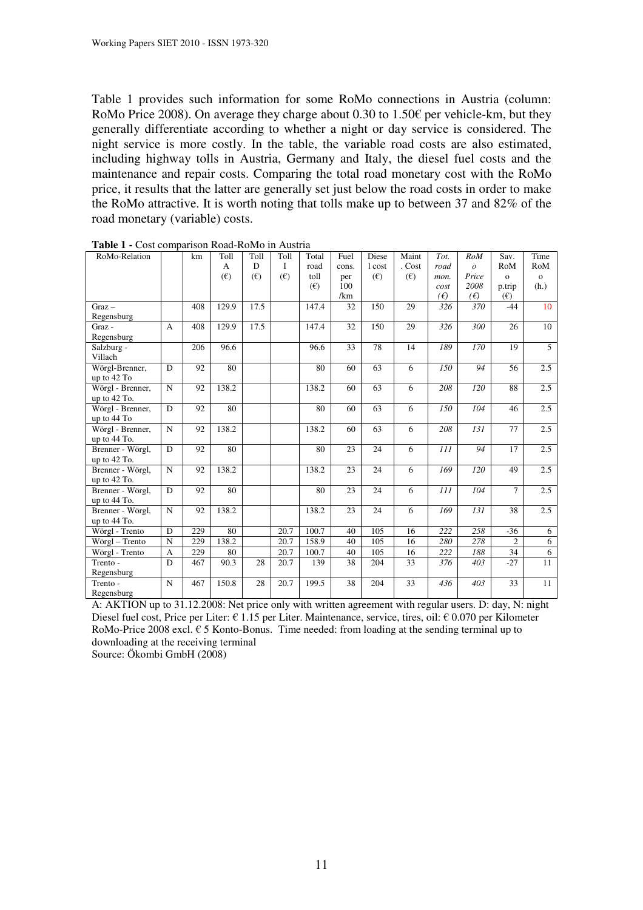Table 1 provides such information for some RoMo connections in Austria (column: RoMo Price 2008). On average they charge about 0.30 to 1.50€ per vehicle-km, but they generally differentiate according to whether a night or day service is considered. The night service is more costly. In the table, the variable road costs are also estimated, including highway tolls in Austria, Germany and Italy, the diesel fuel costs and the maintenance and repair costs. Comparing the total road monetary cost with the RoMo price, it results that the latter are generally set just below the road costs in order to make the RoMo attractive. It is worth noting that tolls make up to between 37 and 82% of the road monetary (variable) costs.

**Table 1 -** Cost comparison Road-RoMo in Austria

| RoMo-Relation | | km | Toll A (€) | Toll D (€) | Toll I (€) | Total road toll (€) | Fuel cons. per 100 /km | Diesel cost (€) | Maint. Cost (€) | *Tot. road mon. cost (€)* | *RoMo Price 2008 (€)* | Sav. RoMo p.trip (€) | Time RoMo (h.) |
|---|---|---|---|---|---|---|---|---|---|---|---|---|---|
| Graz – Regensburg | | 408 | 129.9 | 17.5 | | 147.4 | 32 | 150 | 29 | *326* | *370* | -44 | 10 |
| Graz - Regensburg | A | 408 | 129.9 | 17.5 | | 147.4 | 32 | 150 | 29 | *326* | *300* | 26 | 10 |
| Salzburg - Villach | | 206 | 96.6 | | | 96.6 | 33 | 78 | 14 | *189* | *170* | 19 | 5 |
| Wörgl-Brenner, up to 42 To | D | 92 | 80 | | | 80 | 60 | 63 | 6 | *150* | *94* | 56 | 2.5 |
| Wörgl - Brenner, up to 42 To. | N | 92 | 138.2 | | | 138.2 | 60 | 63 | 6 | *208* | *120* | 88 | 2.5 |
| Wörgl - Brenner, up to 44 To | D | 92 | 80 | | | 80 | 60 | 63 | 6 | *150* | *104* | 46 | 2.5 |
| Wörgl - Brenner, up to 44 To. | N | 92 | 138.2 | | | 138.2 | 60 | 63 | 6 | *208* | *131* | 77 | 2.5 |
| Brenner - Wörgl, up to 42 To. | D | 92 | 80 | | | 80 | 23 | 24 | 6 | *111* | *94* | 17 | 2.5 |
| Brenner - Wörgl, up to 42 To. | N | 92 | 138.2 | | | 138.2 | 23 | 24 | 6 | *169* | *120* | 49 | 2.5 |
| Brenner - Wörgl, up to 44 To. | D | 92 | 80 | | | 80 | 23 | 24 | 6 | *111* | *104* | 7 | 2.5 |
| Brenner - Wörgl, up to 44 To. | N | 92 | 138.2 | | | 138.2 | 23 | 24 | 6 | *169* | *131* | 38 | 2.5 |
| Wörgl - Trento | D | 229 | 80 | | 20.7 | 100.7 | 40 | 105 | 16 | *222* | *258* | -36 | 6 |
| Wörgl – Trento | N | 229 | 138.2 | | 20.7 | 158.9 | 40 | 105 | 16 | *280* | *278* | 2 | 6 |
| Wörgl - Trento | A | 229 | 80 | | 20.7 | 100.7 | 40 | 105 | 16 | *222* | *188* | 34 | 6 |
| Trento - Regensburg | D | 467 | 90.3 | 28 | 20.7 | 139 | 38 | 204 | 33 | *376* | *403* | -27 | 11 |
| Trento - Regensburg | N | 467 | 150.8 | 28 | 20.7 | 199.5 | 38 | 204 | 33 | *436* | *403* | 33 | 11 |

A: AKTION up to 31.12.2008: Net price only with written agreement with regular users. D: day, N: night
Diesel fuel cost, Price per Liter: € 1.15 per Liter. Maintenance, service, tires, oil: € 0.070 per Kilometer
RoMo-Price 2008 excl. € 5 Konto-Bonus. Time needed: from loading at the sending terminal up to downloading at the receiving terminal
Source: Ökombi GmbH (2008)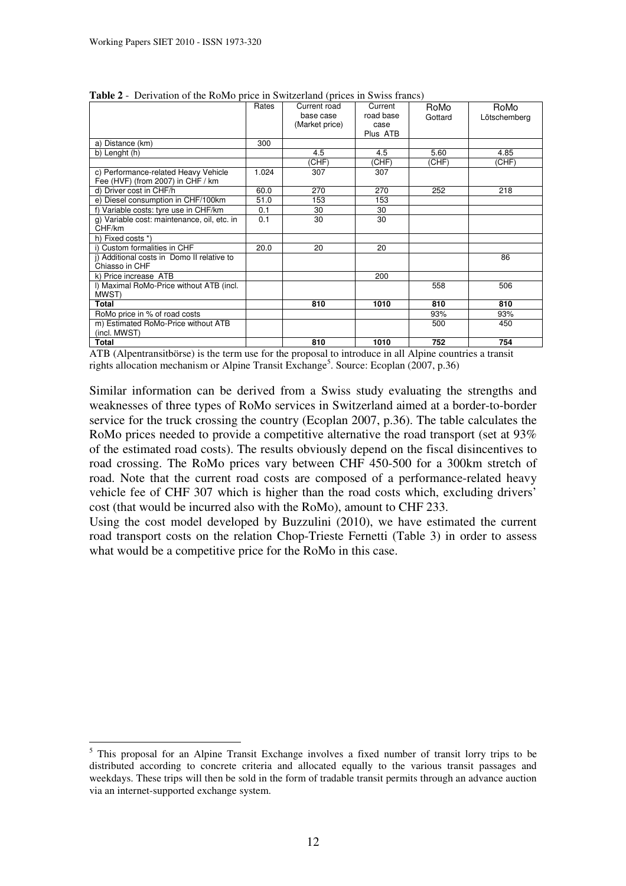**Table 2** - Derivation of the RoMo price in Switzerland (prices in Swiss francs)

| | Rates | Current road base case (Market price) | Current road base case Plus ATB | RoMo Gottard | RoMo Lötschemberg |
|---|---|---|---|---|---|
| a) Distance (km) | 300 | | | | |
| b) Lenght (h) | | 4.5 | 4.5 | 5.60 | 4.85 |
| | | (CHF) | (CHF) | (CHF) | (CHF) |
| c) Performance-related Heavy Vehicle Fee (HVF) (from 2007) in CHF / km | 1.024 | 307 | 307 | | |
| d) Driver cost in CHF/h | 60.0 | 270 | 270 | 252 | 218 |
| e) Diesel consumption in CHF/100km | 51.0 | 153 | 153 | | |
| f) Variable costs: tyre use in CHF/km | 0.1 | 30 | 30 | | |
| g) Variable cost: maintenance, oil, etc. in CHF/km | 0.1 | 30 | 30 | | |
| h) Fixed costs *) | | | | | |
| i) Custom formalities in CHF | 20.0 | 20 | 20 | | |
| j) Additional costs in Domo II relative to Chiasso in CHF | | | | | 86 |
| k) Price increase ATB | | | 200 | | |
| l) Maximal RoMo-Price without ATB (incl. MWST) | | | | 558 | 506 |
| **Total** | | **810** | **1010** | **810** | **810** |
| RoMo price in % of road costs | | | | 93% | 93% |
| m) Estimated RoMo-Price without ATB (incl. MWST) | | | | 500 | 450 |
| **Total** | | **810** | **1010** | **752** | **754** |

ATB (Alpentransitbörse) is the term use for the proposal to introduce in all Alpine countries a transit rights allocation mechanism or Alpine Transit Exchange[5]. Source: Ecoplan (2007, p.36)

Similar information can be derived from a Swiss study evaluating the strengths and weaknesses of three types of RoMo services in Switzerland aimed at a border-to-border service for the truck crossing the country (Ecoplan 2007, p.36). The table calculates the RoMo prices needed to provide a competitive alternative the road transport (set at 93% of the estimated road costs). The results obviously depend on the fiscal disincentives to road crossing. The RoMo prices vary between CHF 450-500 for a 300km stretch of road. Note that the current road costs are composed of a performance-related heavy vehicle fee of CHF 307 which is higher than the road costs which, excluding drivers' cost (that would be incurred also with the RoMo), amount to CHF 233.

Using the cost model developed by Buzzulini (2010), we have estimated the current road transport costs on the relation Chop-Trieste Fernetti (Table 3) in order to assess what would be a competitive price for the RoMo in this case.

[5] This proposal for an Alpine Transit Exchange involves a fixed number of transit lorry trips to be distributed according to concrete criteria and allocated equally to the various transit passages and weekdays. These trips will then be sold in the form of tradable transit permits through an advance auction via an internet-supported exchange system.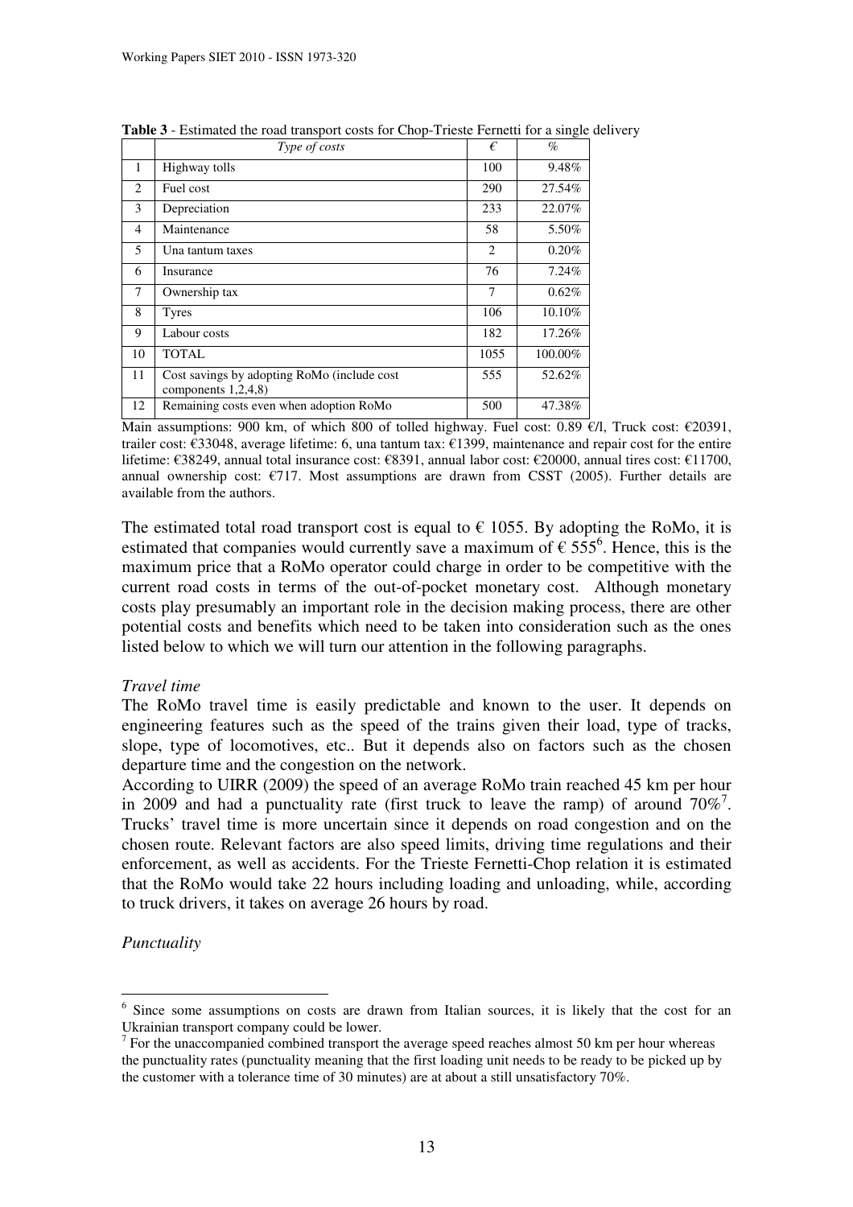**Table 3** - Estimated the road transport costs for Chop-Trieste Fernetti for a single delivery

| | *Type of costs* | *€* | *%* |
|---|---|---|---|
| 1 | Highway tolls | 100 | 9.48% |
| 2 | Fuel cost | 290 | 27.54% |
| 3 | Depreciation | 233 | 22.07% |
| 4 | Maintenance | 58 | 5.50% |
| 5 | Una tantum taxes | 2 | 0.20% |
| 6 | Insurance | 76 | 7.24% |
| 7 | Ownership tax | 7 | 0.62% |
| 8 | Tyres | 106 | 10.10% |
| 9 | Labour costs | 182 | 17.26% |
| 10 | TOTAL | 1055 | 100.00% |
| 11 | Cost savings by adopting RoMo (include cost components 1,2,4,8) | 555 | 52.62% |
| 12 | Remaining costs even when adoption RoMo | 500 | 47.38% |

Main assumptions: 900 km, of which 800 of tolled highway. Fuel cost: 0.89 €/l, Truck cost: €20391, trailer cost: €33048, average lifetime: 6, una tantum tax: €1399, maintenance and repair cost for the entire lifetime: €38249, annual total insurance cost: €8391, annual labor cost: €20000, annual tires cost: €11700, annual ownership cost: €717. Most assumptions are drawn from CSST (2005). Further details are available from the authors.

The estimated total road transport cost is equal to € 1055. By adopting the RoMo, it is estimated that companies would currently save a maximum of € 555[6]. Hence, this is the maximum price that a RoMo operator could charge in order to be competitive with the current road costs in terms of the out-of-pocket monetary cost. Although monetary costs play presumably an important role in the decision making process, there are other potential costs and benefits which need to be taken into consideration such as the ones listed below to which we will turn our attention in the following paragraphs.

*Travel time*

The RoMo travel time is easily predictable and known to the user. It depends on engineering features such as the speed of the trains given their load, type of tracks, slope, type of locomotives, etc.. But it depends also on factors such as the chosen departure time and the congestion on the network.

According to UIRR (2009) the speed of an average RoMo train reached 45 km per hour in 2009 and had a punctuality rate (first truck to leave the ramp) of around 70%[7]. Trucks' travel time is more uncertain since it depends on road congestion and on the chosen route. Relevant factors are also speed limits, driving time regulations and their enforcement, as well as accidents. For the Trieste Fernetti-Chop relation it is estimated that the RoMo would take 22 hours including loading and unloading, while, according to truck drivers, it takes on average 26 hours by road.

*Punctuality*

---

[6] Since some assumptions on costs are drawn from Italian sources, it is likely that the cost for an Ukrainian transport company could be lower.

[7] For the unaccompanied combined transport the average speed reaches almost 50 km per hour whereas the punctuality rates (punctuality meaning that the first loading unit needs to be ready to be picked up by the customer with a tolerance time of 30 minutes) are at about a still unsatisfactory 70%.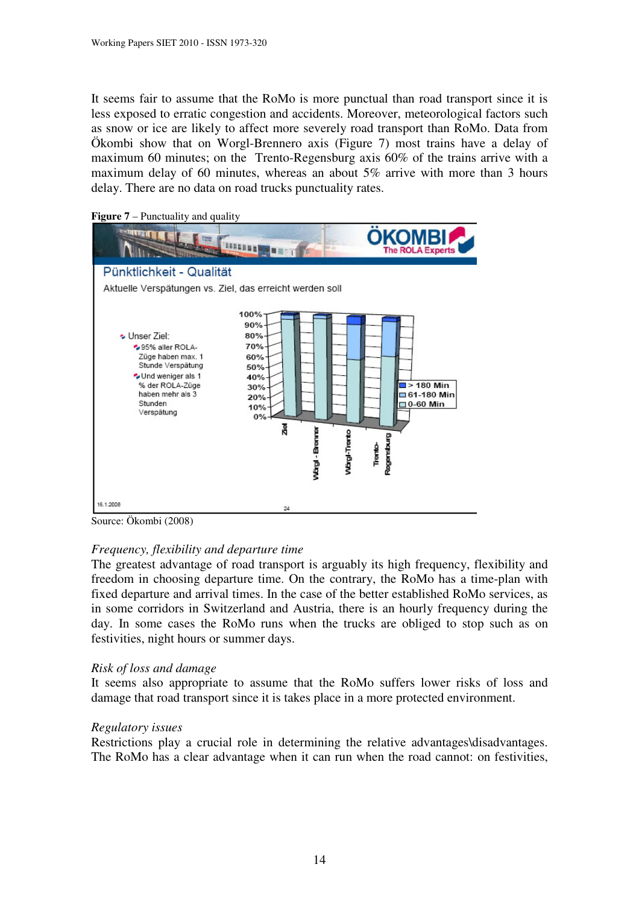It seems fair to assume that the RoMo is more punctual than road transport since it is less exposed to erratic congestion and accidents. Moreover, meteorological factors such as snow or ice are likely to affect more severely road transport than RoMo. Data from Ökombi show that on Worgl-Brennero axis (Figure 7) most trains have a delay of maximum 60 minutes; on the Trento-Regensburg axis 60% of the trains arrive with a maximum delay of 60 minutes, whereas an about 5% arrive with more than 3 hours delay. There are no data on road trucks punctuality rates.

**Figure 7** – Punctuality and quality

Source: Ökombi (2008)

*Frequency, flexibility and departure time*

The greatest advantage of road transport is arguably its high frequency, flexibility and freedom in choosing departure time. On the contrary, the RoMo has a time-plan with fixed departure and arrival times. In the case of the better established RoMo services, as in some corridors in Switzerland and Austria, there is an hourly frequency during the day. In some cases the RoMo runs when the trucks are obliged to stop such as on festivities, night hours or summer days.

*Risk of loss and damage*

It seems also appropriate to assume that the RoMo suffers lower risks of loss and damage that road transport since it is takes place in a more protected environment.

*Regulatory issues*

Restrictions play a crucial role in determining the relative advantages\disadvantages. The RoMo has a clear advantage when it can run when the road cannot: on festivities,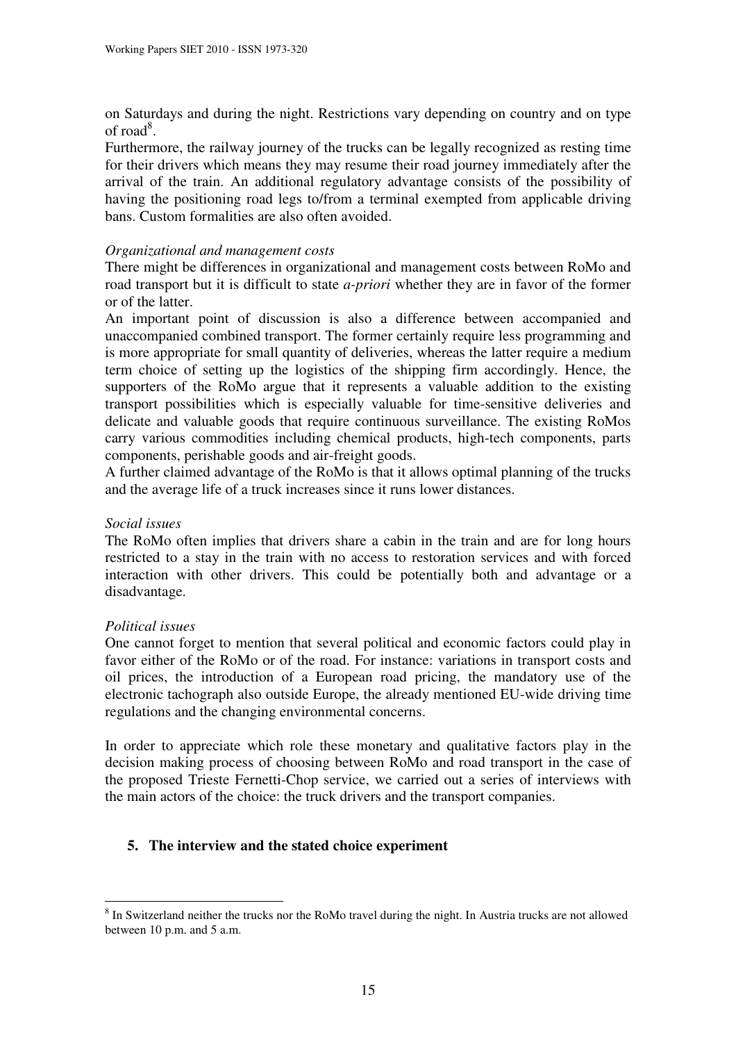on Saturdays and during the night. Restrictions vary depending on country and on type of road[8].

Furthermore, the railway journey of the trucks can be legally recognized as resting time for their drivers which means they may resume their road journey immediately after the arrival of the train. An additional regulatory advantage consists of the possibility of having the positioning road legs to/from a terminal exempted from applicable driving bans. Custom formalities are also often avoided.

*Organizational and management costs*

There might be differences in organizational and management costs between RoMo and road transport but it is difficult to state *a-priori* whether they are in favor of the former or of the latter.

An important point of discussion is also a difference between accompanied and unaccompanied combined transport. The former certainly require less programming and is more appropriate for small quantity of deliveries, whereas the latter require a medium term choice of setting up the logistics of the shipping firm accordingly. Hence, the supporters of the RoMo argue that it represents a valuable addition to the existing transport possibilities which is especially valuable for time-sensitive deliveries and delicate and valuable goods that require continuous surveillance. The existing RoMos carry various commodities including chemical products, high-tech components, parts components, perishable goods and air-freight goods.

A further claimed advantage of the RoMo is that it allows optimal planning of the trucks and the average life of a truck increases since it runs lower distances.

*Social issues*

The RoMo often implies that drivers share a cabin in the train and are for long hours restricted to a stay in the train with no access to restoration services and with forced interaction with other drivers. This could be potentially both and advantage or a disadvantage.

*Political issues*

One cannot forget to mention that several political and economic factors could play in favor either of the RoMo or of the road. For instance: variations in transport costs and oil prices, the introduction of a European road pricing, the mandatory use of the electronic tachograph also outside Europe, the already mentioned EU-wide driving time regulations and the changing environmental concerns.

In order to appreciate which role these monetary and qualitative factors play in the decision making process of choosing between RoMo and road transport in the case of the proposed Trieste Fernetti-Chop service, we carried out a series of interviews with the main actors of the choice: the truck drivers and the transport companies.

## 5. The interview and the stated choice experiment

[8] In Switzerland neither the trucks nor the RoMo travel during the night. In Austria trucks are not allowed between 10 p.m. and 5 a.m.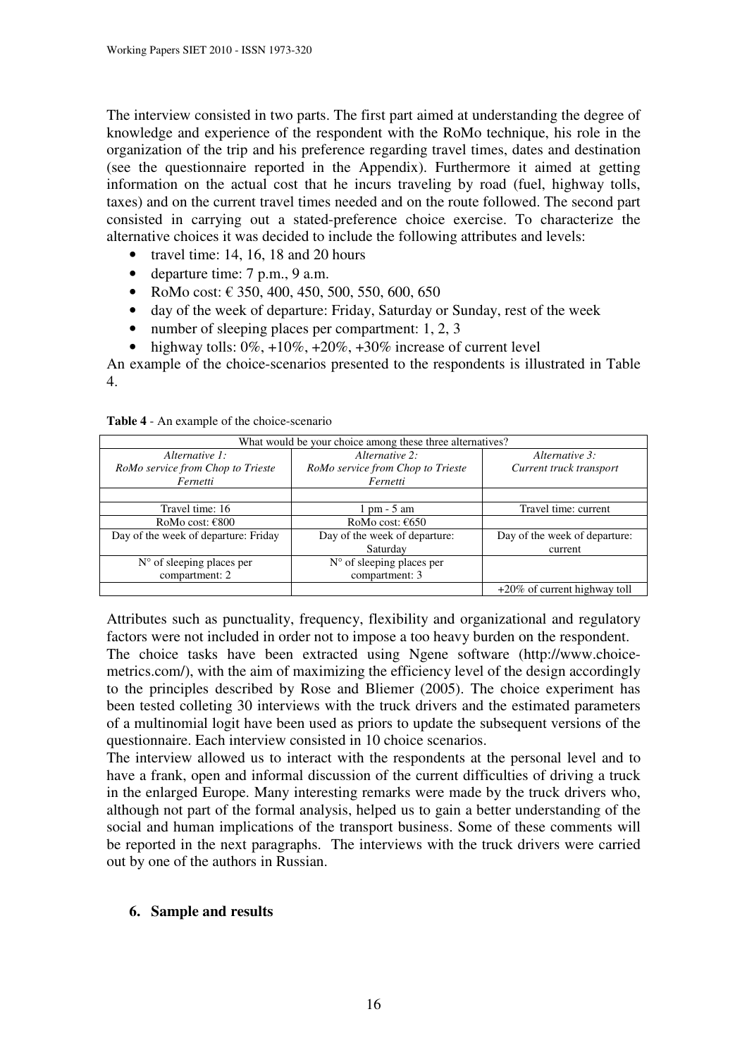The interview consisted in two parts. The first part aimed at understanding the degree of knowledge and experience of the respondent with the RoMo technique, his role in the organization of the trip and his preference regarding travel times, dates and destination (see the questionnaire reported in the Appendix). Furthermore it aimed at getting information on the actual cost that he incurs traveling by road (fuel, highway tolls, taxes) and on the current travel times needed and on the route followed. The second part consisted in carrying out a stated-preference choice exercise. To characterize the alternative choices it was decided to include the following attributes and levels:

- travel time: 14, 16, 18 and 20 hours
- departure time: 7 p.m., 9 a.m.
- RoMo cost: € 350, 400, 450, 500, 550, 600, 650
- day of the week of departure: Friday, Saturday or Sunday, rest of the week
- number of sleeping places per compartment: 1, 2, 3
- highway tolls: 0%, +10%, +20%, +30% increase of current level

An example of the choice-scenarios presented to the respondents is illustrated in Table 4.

**Table 4** - An example of the choice-scenario

| What would be your choice among these three alternatives? | | |
|---|---|---|
| *Alternative 1: RoMo service from Chop to Trieste Fernetti* | *Alternative 2: RoMo service from Chop to Trieste Fernetti* | *Alternative 3: Current truck transport* |
| | | |
| Travel time: 16 | 1 pm - 5 am | Travel time: current |
| RoMo cost: €800 | RoMo cost: €650 | |
| Day of the week of departure: Friday | Day of the week of departure: Saturday | Day of the week of departure: current |
| N° of sleeping places per compartment: 2 | N° of sleeping places per compartment: 3 | |
| | | +20% of current highway toll |

Attributes such as punctuality, frequency, flexibility and organizational and regulatory factors were not included in order not to impose a too heavy burden on the respondent.
The choice tasks have been extracted using Ngene software (http://www.choice-metrics.com/), with the aim of maximizing the efficiency level of the design accordingly to the principles described by Rose and Bliemer (2005). The choice experiment has been tested colleting 30 interviews with the truck drivers and the estimated parameters of a multinomial logit have been used as priors to update the subsequent versions of the questionnaire. Each interview consisted in 10 choice scenarios.
The interview allowed us to interact with the respondents at the personal level and to have a frank, open and informal discussion of the current difficulties of driving a truck in the enlarged Europe. Many interesting remarks were made by the truck drivers who, although not part of the formal analysis, helped us to gain a better understanding of the social and human implications of the transport business. Some of these comments will be reported in the next paragraphs. The interviews with the truck drivers were carried out by one of the authors in Russian.

## 6. Sample and results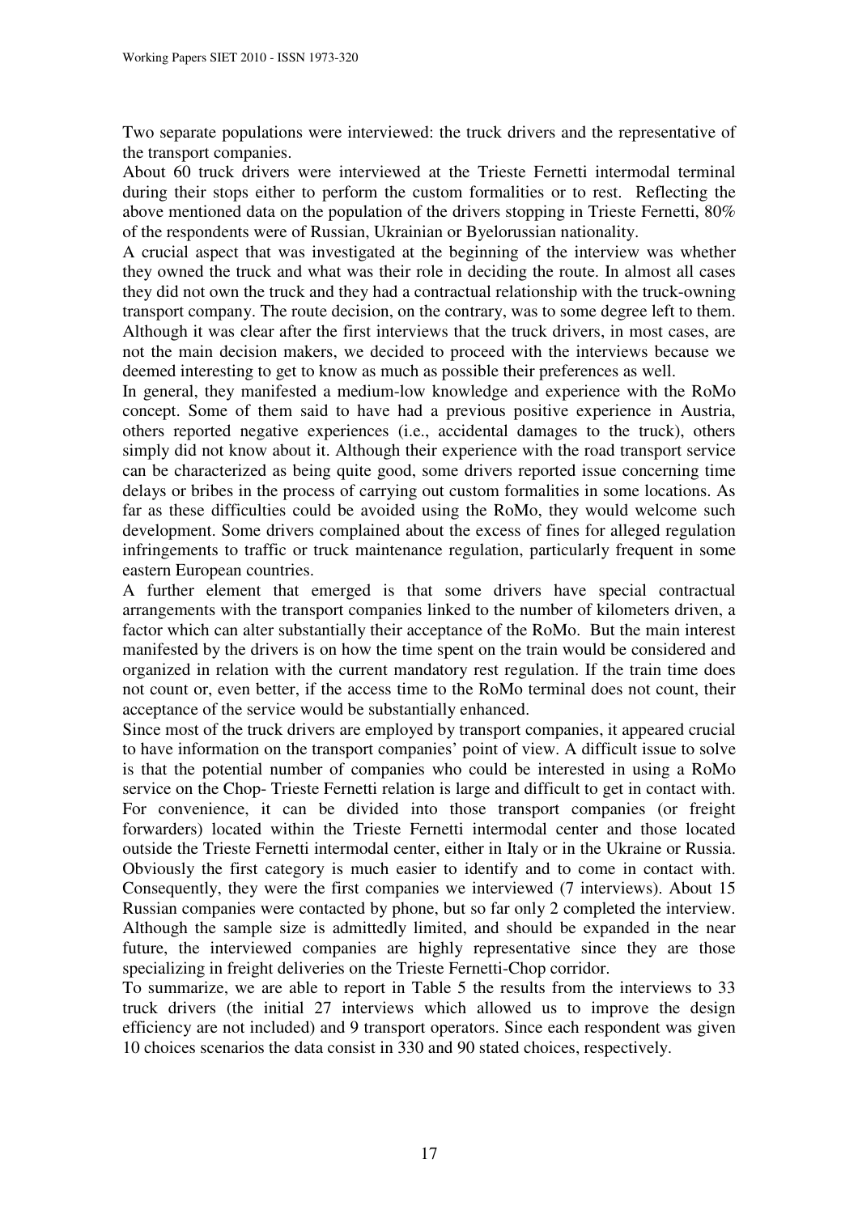Two separate populations were interviewed: the truck drivers and the representative of the transport companies.

About 60 truck drivers were interviewed at the Trieste Fernetti intermodal terminal during their stops either to perform the custom formalities or to rest. Reflecting the above mentioned data on the population of the drivers stopping in Trieste Fernetti, 80% of the respondents were of Russian, Ukrainian or Byelorussian nationality.

A crucial aspect that was investigated at the beginning of the interview was whether they owned the truck and what was their role in deciding the route. In almost all cases they did not own the truck and they had a contractual relationship with the truck-owning transport company. The route decision, on the contrary, was to some degree left to them. Although it was clear after the first interviews that the truck drivers, in most cases, are not the main decision makers, we decided to proceed with the interviews because we deemed interesting to get to know as much as possible their preferences as well.

In general, they manifested a medium-low knowledge and experience with the RoMo concept. Some of them said to have had a previous positive experience in Austria, others reported negative experiences (i.e., accidental damages to the truck), others simply did not know about it. Although their experience with the road transport service can be characterized as being quite good, some drivers reported issue concerning time delays or bribes in the process of carrying out custom formalities in some locations. As far as these difficulties could be avoided using the RoMo, they would welcome such development. Some drivers complained about the excess of fines for alleged regulation infringements to traffic or truck maintenance regulation, particularly frequent in some eastern European countries.

A further element that emerged is that some drivers have special contractual arrangements with the transport companies linked to the number of kilometers driven, a factor which can alter substantially their acceptance of the RoMo. But the main interest manifested by the drivers is on how the time spent on the train would be considered and organized in relation with the current mandatory rest regulation. If the train time does not count or, even better, if the access time to the RoMo terminal does not count, their acceptance of the service would be substantially enhanced.

Since most of the truck drivers are employed by transport companies, it appeared crucial to have information on the transport companies' point of view. A difficult issue to solve is that the potential number of companies who could be interested in using a RoMo service on the Chop- Trieste Fernetti relation is large and difficult to get in contact with. For convenience, it can be divided into those transport companies (or freight forwarders) located within the Trieste Fernetti intermodal center and those located outside the Trieste Fernetti intermodal center, either in Italy or in the Ukraine or Russia. Obviously the first category is much easier to identify and to come in contact with. Consequently, they were the first companies we interviewed (7 interviews). About 15 Russian companies were contacted by phone, but so far only 2 completed the interview. Although the sample size is admittedly limited, and should be expanded in the near future, the interviewed companies are highly representative since they are those specializing in freight deliveries on the Trieste Fernetti-Chop corridor.

To summarize, we are able to report in Table 5 the results from the interviews to 33 truck drivers (the initial 27 interviews which allowed us to improve the design efficiency are not included) and 9 transport operators. Since each respondent was given 10 choices scenarios the data consist in 330 and 90 stated choices, respectively.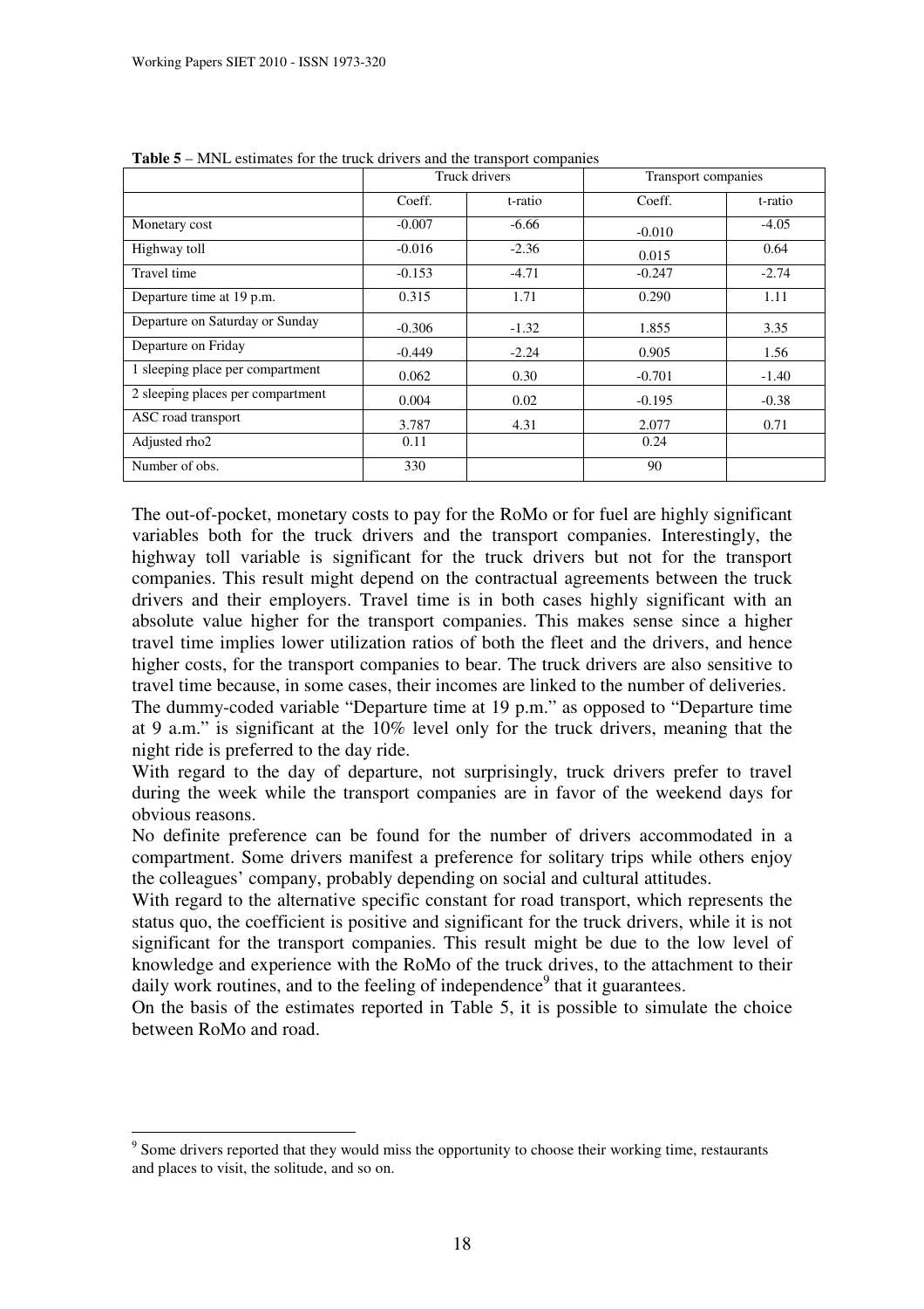**Table 5** – MNL estimates for the truck drivers and the transport companies

| | Truck drivers | | Transport companies | |
|---|---|---|---|---|
| | Coeff. | t-ratio | Coeff. | t-ratio |
| Monetary cost | -0.007 | -6.66 | -0.010 | -4.05 |
| Highway toll | -0.016 | -2.36 | 0.015 | 0.64 |
| Travel time | -0.153 | -4.71 | -0.247 | -2.74 |
| Departure time at 19 p.m. | 0.315 | 1.71 | 0.290 | 1.11 |
| Departure on Saturday or Sunday | -0.306 | -1.32 | 1.855 | 3.35 |
| Departure on Friday | -0.449 | -2.24 | 0.905 | 1.56 |
| 1 sleeping place per compartment | 0.062 | 0.30 | -0.701 | -1.40 |
| 2 sleeping places per compartment | 0.004 | 0.02 | -0.195 | -0.38 |
| ASC road transport | 3.787 | 4.31 | 2.077 | 0.71 |
| Adjusted rho2 | 0.11 | | 0.24 | |
| Number of obs. | 330 | | 90 | |

The out-of-pocket, monetary costs to pay for the RoMo or for fuel are highly significant variables both for the truck drivers and the transport companies. Interestingly, the highway toll variable is significant for the truck drivers but not for the transport companies. This result might depend on the contractual agreements between the truck drivers and their employers. Travel time is in both cases highly significant with an absolute value higher for the transport companies. This makes sense since a higher travel time implies lower utilization ratios of both the fleet and the drivers, and hence higher costs, for the transport companies to bear. The truck drivers are also sensitive to travel time because, in some cases, their incomes are linked to the number of deliveries.

The dummy-coded variable "Departure time at 19 p.m." as opposed to "Departure time at 9 a.m." is significant at the 10% level only for the truck drivers, meaning that the night ride is preferred to the day ride.

With regard to the day of departure, not surprisingly, truck drivers prefer to travel during the week while the transport companies are in favor of the weekend days for obvious reasons.

No definite preference can be found for the number of drivers accommodated in a compartment. Some drivers manifest a preference for solitary trips while others enjoy the colleagues' company, probably depending on social and cultural attitudes.

With regard to the alternative specific constant for road transport, which represents the status quo, the coefficient is positive and significant for the truck drivers, while it is not significant for the transport companies. This result might be due to the low level of knowledge and experience with the RoMo of the truck drives, to the attachment to their daily work routines, and to the feeling of independence[9] that it guarantees.

On the basis of the estimates reported in Table 5, it is possible to simulate the choice between RoMo and road.

[9] Some drivers reported that they would miss the opportunity to choose their working time, restaurants and places to visit, the solitude, and so on.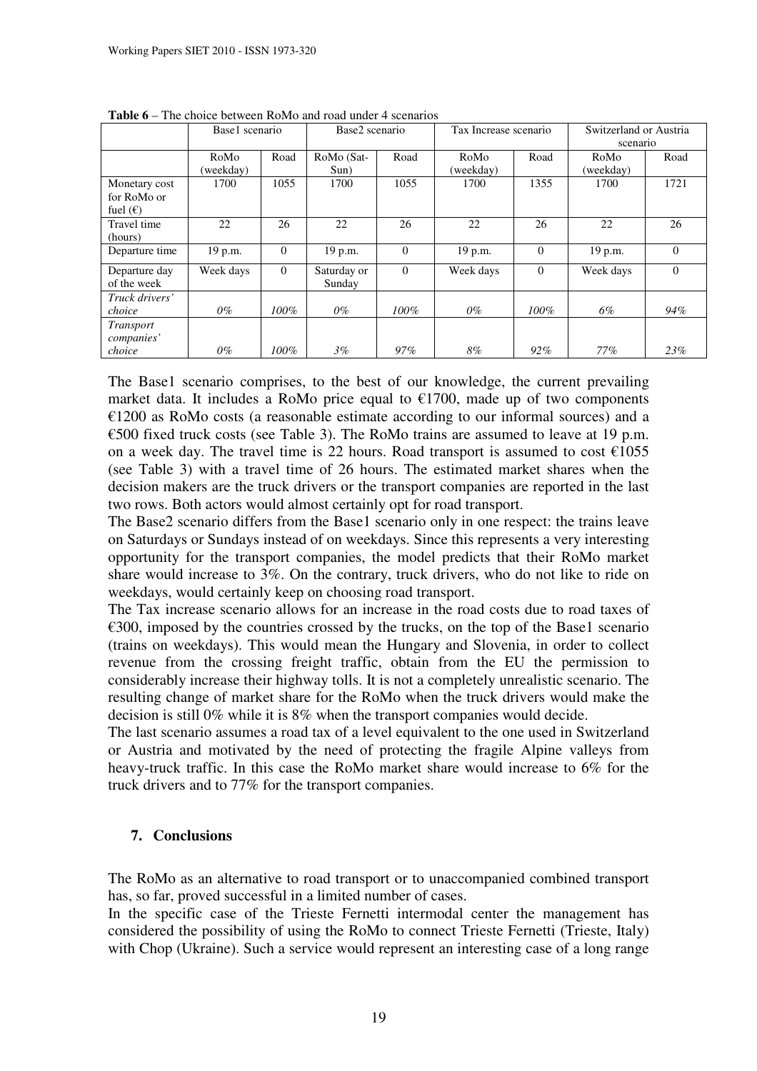**Table 6** – The choice between RoMo and road under 4 scenarios

| | Base1 scenario | | Base2 scenario | | Tax Increase scenario | | Switzerland or Austria scenario | |
|---|---|---|---|---|---|---|---|---|
| | RoMo (weekday) | Road | RoMo (Sat-Sun) | Road | RoMo (weekday) | Road | RoMo (weekday) | Road |
| Monetary cost for RoMo or fuel (€) | 1700 | 1055 | 1700 | 1055 | 1700 | 1355 | 1700 | 1721 |
| Travel time (hours) | 22 | 26 | 22 | 26 | 22 | 26 | 22 | 26 |
| Departure time | 19 p.m. | 0 | 19 p.m. | 0 | 19 p.m. | 0 | 19 p.m. | 0 |
| Departure day of the week | Week days | 0 | Saturday or Sunday | 0 | Week days | 0 | Week days | 0 |
| *Truck drivers' choice* | *0%* | *100%* | *0%* | *100%* | *0%* | *100%* | *6%* | *94%* |
| *Transport companies' choice* | *0%* | *100%* | *3%* | *97%* | *8%* | *92%* | *77%* | *23%* |

The Base1 scenario comprises, to the best of our knowledge, the current prevailing market data. It includes a RoMo price equal to €1700, made up of two components €1200 as RoMo costs (a reasonable estimate according to our informal sources) and a €500 fixed truck costs (see Table 3). The RoMo trains are assumed to leave at 19 p.m. on a week day. The travel time is 22 hours. Road transport is assumed to cost €1055 (see Table 3) with a travel time of 26 hours. The estimated market shares when the decision makers are the truck drivers or the transport companies are reported in the last two rows. Both actors would almost certainly opt for road transport.

The Base2 scenario differs from the Base1 scenario only in one respect: the trains leave on Saturdays or Sundays instead of on weekdays. Since this represents a very interesting opportunity for the transport companies, the model predicts that their RoMo market share would increase to 3%. On the contrary, truck drivers, who do not like to ride on weekdays, would certainly keep on choosing road transport.

The Tax increase scenario allows for an increase in the road costs due to road taxes of €300, imposed by the countries crossed by the trucks, on the top of the Base1 scenario (trains on weekdays). This would mean the Hungary and Slovenia, in order to collect revenue from the crossing freight traffic, obtain from the EU the permission to considerably increase their highway tolls. It is not a completely unrealistic scenario. The resulting change of market share for the RoMo when the truck drivers would make the decision is still 0% while it is 8% when the transport companies would decide.

The last scenario assumes a road tax of a level equivalent to the one used in Switzerland or Austria and motivated by the need of protecting the fragile Alpine valleys from heavy-truck traffic. In this case the RoMo market share would increase to 6% for the truck drivers and to 77% for the transport companies.

## 7. Conclusions

The RoMo as an alternative to road transport or to unaccompanied combined transport has, so far, proved successful in a limited number of cases.

In the specific case of the Trieste Fernetti intermodal center the management has considered the possibility of using the RoMo to connect Trieste Fernetti (Trieste, Italy) with Chop (Ukraine). Such a service would represent an interesting case of a long range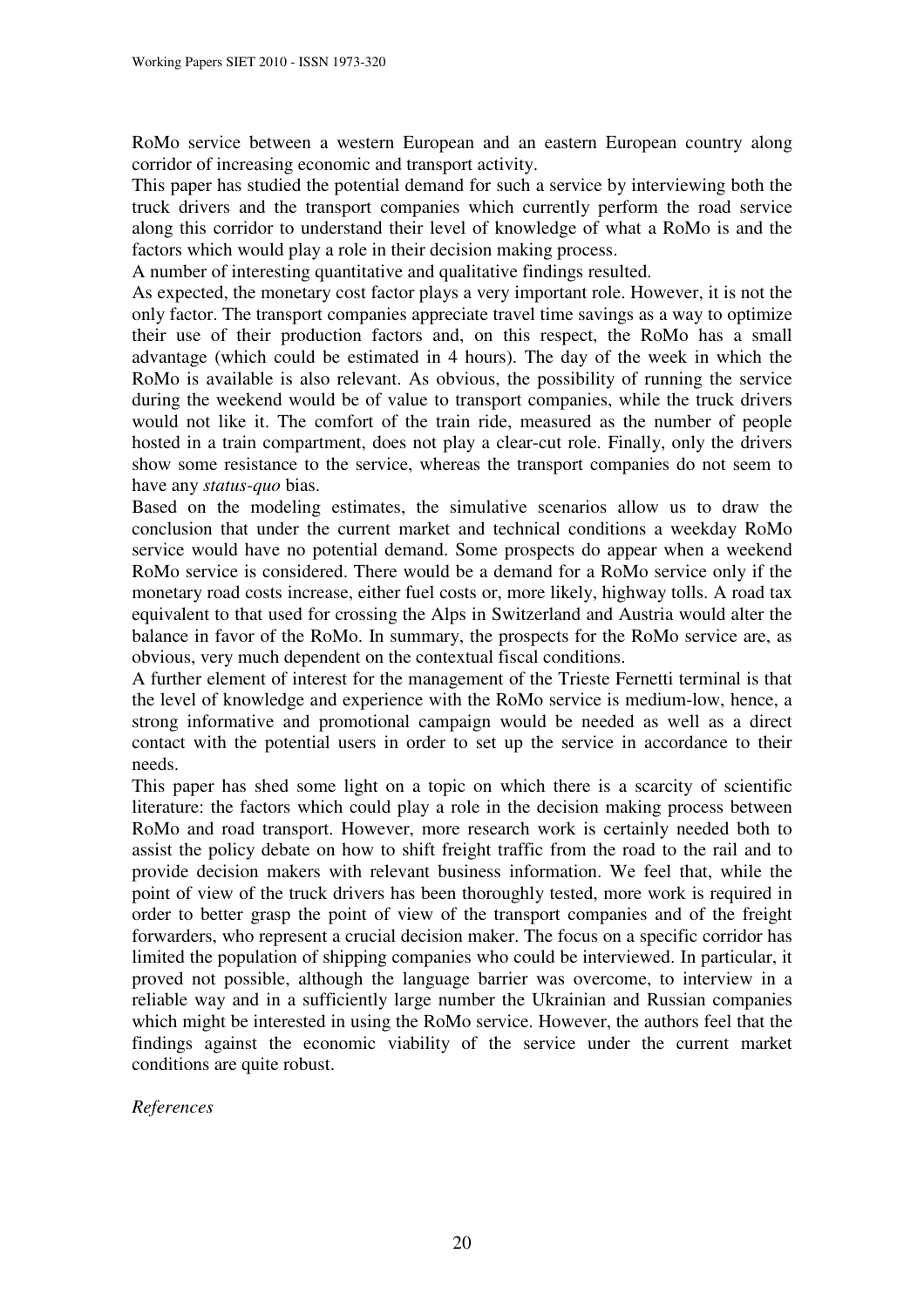RoMo service between a western European and an eastern European country along corridor of increasing economic and transport activity.

This paper has studied the potential demand for such a service by interviewing both the truck drivers and the transport companies which currently perform the road service along this corridor to understand their level of knowledge of what a RoMo is and the factors which would play a role in their decision making process.

A number of interesting quantitative and qualitative findings resulted.

As expected, the monetary cost factor plays a very important role. However, it is not the only factor. The transport companies appreciate travel time savings as a way to optimize their use of their production factors and, on this respect, the RoMo has a small advantage (which could be estimated in 4 hours). The day of the week in which the RoMo is available is also relevant. As obvious, the possibility of running the service during the weekend would be of value to transport companies, while the truck drivers would not like it. The comfort of the train ride, measured as the number of people hosted in a train compartment, does not play a clear-cut role. Finally, only the drivers show some resistance to the service, whereas the transport companies do not seem to have any *status-quo* bias.

Based on the modeling estimates, the simulative scenarios allow us to draw the conclusion that under the current market and technical conditions a weekday RoMo service would have no potential demand. Some prospects do appear when a weekend RoMo service is considered. There would be a demand for a RoMo service only if the monetary road costs increase, either fuel costs or, more likely, highway tolls. A road tax equivalent to that used for crossing the Alps in Switzerland and Austria would alter the balance in favor of the RoMo. In summary, the prospects for the RoMo service are, as obvious, very much dependent on the contextual fiscal conditions.

A further element of interest for the management of the Trieste Fernetti terminal is that the level of knowledge and experience with the RoMo service is medium-low, hence, a strong informative and promotional campaign would be needed as well as a direct contact with the potential users in order to set up the service in accordance to their needs.

This paper has shed some light on a topic on which there is a scarcity of scientific literature: the factors which could play a role in the decision making process between RoMo and road transport. However, more research work is certainly needed both to assist the policy debate on how to shift freight traffic from the road to the rail and to provide decision makers with relevant business information. We feel that, while the point of view of the truck drivers has been thoroughly tested, more work is required in order to better grasp the point of view of the transport companies and of the freight forwarders, who represent a crucial decision maker. The focus on a specific corridor has limited the population of shipping companies who could be interviewed. In particular, it proved not possible, although the language barrier was overcome, to interview in a reliable way and in a sufficiently large number the Ukrainian and Russian companies which might be interested in using the RoMo service. However, the authors feel that the findings against the economic viability of the service under the current market conditions are quite robust.

*References*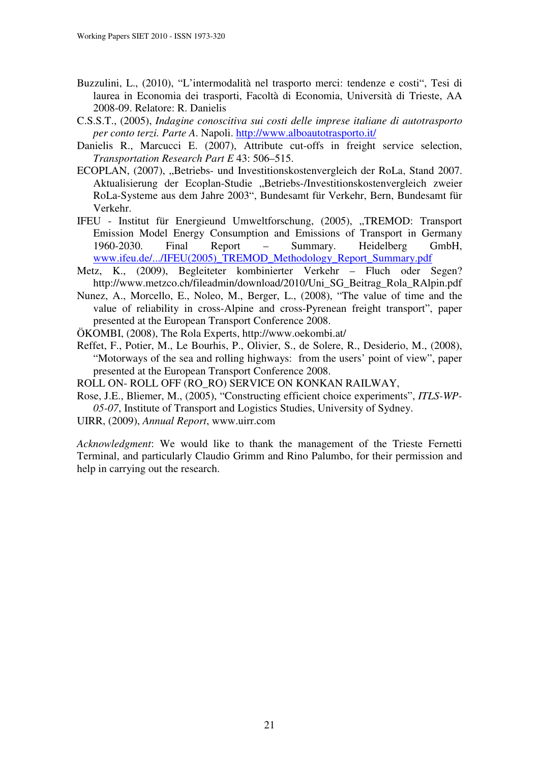Buzzulini, L., (2010), "L'intermodalità nel trasporto merci: tendenze e costi", Tesi di laurea in Economia dei trasporti, Facoltà di Economia, Università di Trieste, AA 2008-09. Relatore: R. Danielis

C.S.S.T., (2005), *Indagine conoscitiva sui costi delle imprese italiane di autotrasporto per conto terzi. Parte A*. Napoli. http://www.alboautotrasporto.it/

Danielis R., Marcucci E. (2007), Attribute cut-offs in freight service selection, *Transportation Research Part E* 43: 506–515.

ECOPLAN, (2007), „Betriebs- und Investitionskostenvergleich der RoLa, Stand 2007. Aktualisierung der Ecoplan-Studie „Betriebs-/Investitionskostenvergleich zweier RoLa-Systeme aus dem Jahre 2003", Bundesamt für Verkehr, Bern, Bundesamt für Verkehr.

IFEU - Institut für Energieund Umweltforschung, (2005), „TREMOD: Transport Emission Model Energy Consumption and Emissions of Transport in Germany 1960-2030. Final Report – Summary. Heidelberg GmbH, www.ifeu.de/.../IFEU(2005)_TREMOD_Methodology_Report_Summary.pdf

Metz, K., (2009), Begleiteter kombinierter Verkehr – Fluch oder Segen? http://www.metzco.ch/fileadmin/download/2010/Uni_SG_Beitrag_Rola_RAlpin.pdf

Nunez, A., Morcello, E., Noleo, M., Berger, L., (2008), "The value of time and the value of reliability in cross-Alpine and cross-Pyrenean freight transport", paper presented at the European Transport Conference 2008.

ÖKOMBI, (2008), The Rola Experts, http://www.oekombi.at/

Reffet, F., Potier, M., Le Bourhis, P., Olivier, S., de Solere, R., Desiderio, M., (2008), "Motorways of the sea and rolling highways: from the users' point of view", paper presented at the European Transport Conference 2008.

ROLL ON- ROLL OFF (RO_RO) SERVICE ON KONKAN RAILWAY,

Rose, J.E., Bliemer, M., (2005), "Constructing efficient choice experiments", *ITLS-WP-05-07*, Institute of Transport and Logistics Studies, University of Sydney.

UIRR, (2009), *Annual Report*, www.uirr.com

*Acknowledgment*: We would like to thank the management of the Trieste Fernetti Terminal, and particularly Claudio Grimm and Rino Palumbo, for their permission and help in carrying out the research.